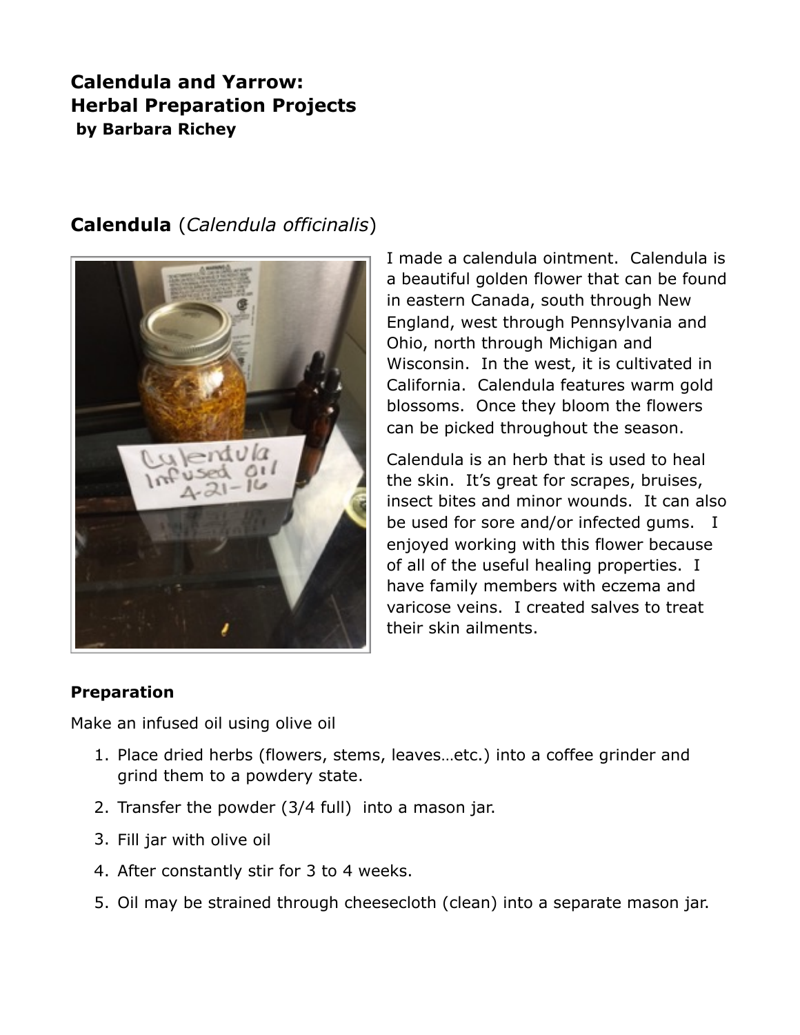**Calendula and Yarrow:**
**Herbal Preparation Projects**
**by Barbara Richey**

## Calendula (*Calendula officinalis*)

I made a calendula ointment. Calendula is a beautiful golden flower that can be found in eastern Canada, south through New England, west through Pennsylvania and Ohio, north through Michigan and Wisconsin. In the west, it is cultivated in California. Calendula features warm gold blossoms. Once they bloom the flowers can be picked throughout the season.

Calendula is an herb that is used to heal the skin. It's great for scrapes, bruises, insect bites and minor wounds. It can also be used for sore and/or infected gums. I enjoyed working with this flower because of all of the useful healing properties. I have family members with eczema and varicose veins. I created salves to treat their skin ailments.

### Preparation

Make an infused oil using olive oil

1. Place dried herbs (flowers, stems, leaves…etc.) into a coffee grinder and grind them to a powdery state.
2. Transfer the powder (3/4 full) into a mason jar.
3. Fill jar with olive oil
4. After constantly stir for 3 to 4 weeks.
5. Oil may be strained through cheesecloth (clean) into a separate mason jar.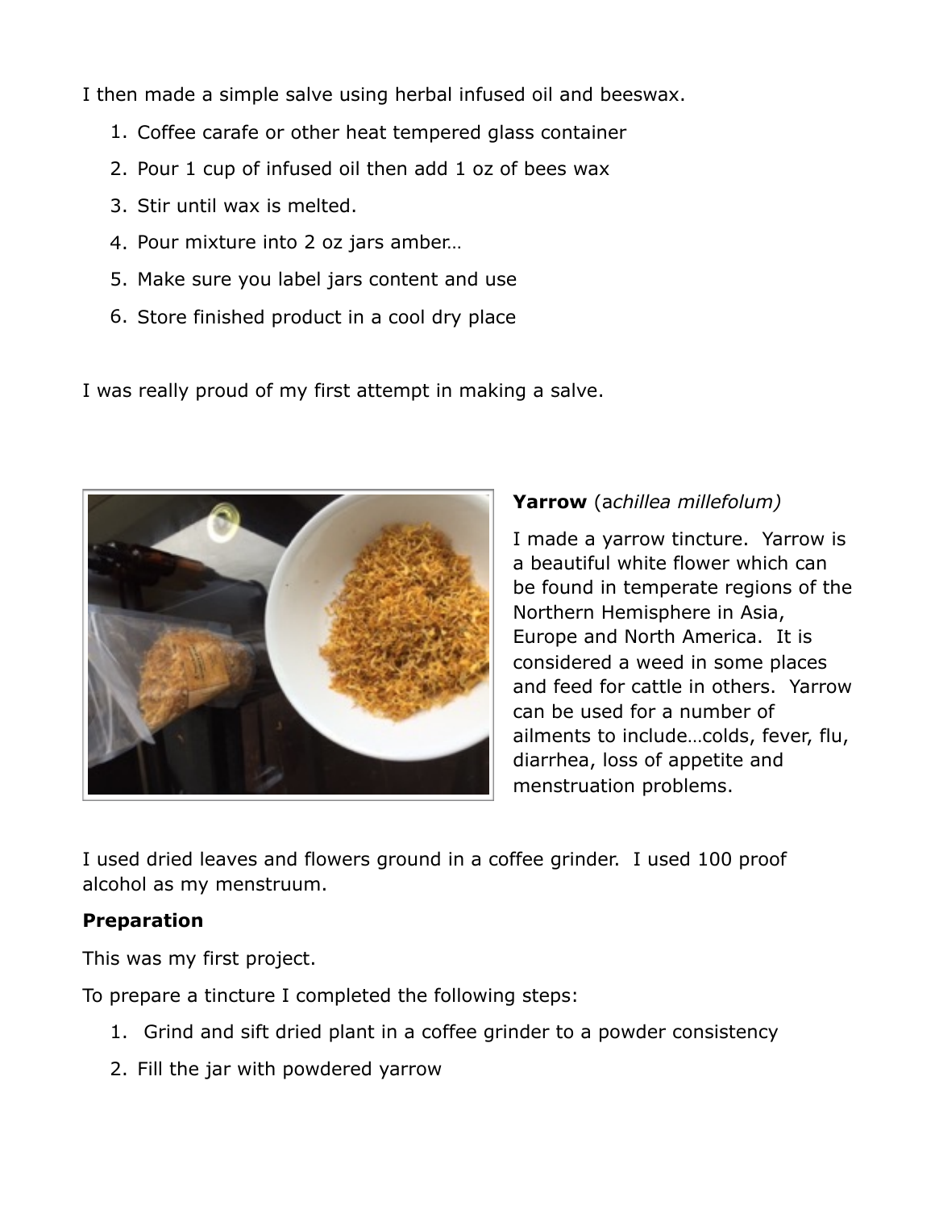I then made a simple salve using herbal infused oil and beeswax.

1. Coffee carafe or other heat tempered glass container
2. Pour 1 cup of infused oil then add 1 oz of bees wax
3. Stir until wax is melted.
4. Pour mixture into 2 oz jars amber…
5. Make sure you label jars content and use
6. Store finished product in a cool dry place

I was really proud of my first attempt in making a salve.

**Yarrow** (a*chillea millefolum)*

I made a yarrow tincture. Yarrow is a beautiful white flower which can be found in temperate regions of the Northern Hemisphere in Asia, Europe and North America. It is considered a weed in some places and feed for cattle in others. Yarrow can be used for a number of ailments to include…colds, fever, flu, diarrhea, loss of appetite and menstruation problems.

I used dried leaves and flowers ground in a coffee grinder. I used 100 proof alcohol as my menstruum.

**Preparation**

This was my first project.

To prepare a tincture I completed the following steps:

1. Grind and sift dried plant in a coffee grinder to a powder consistency
2. Fill the jar with powdered yarrow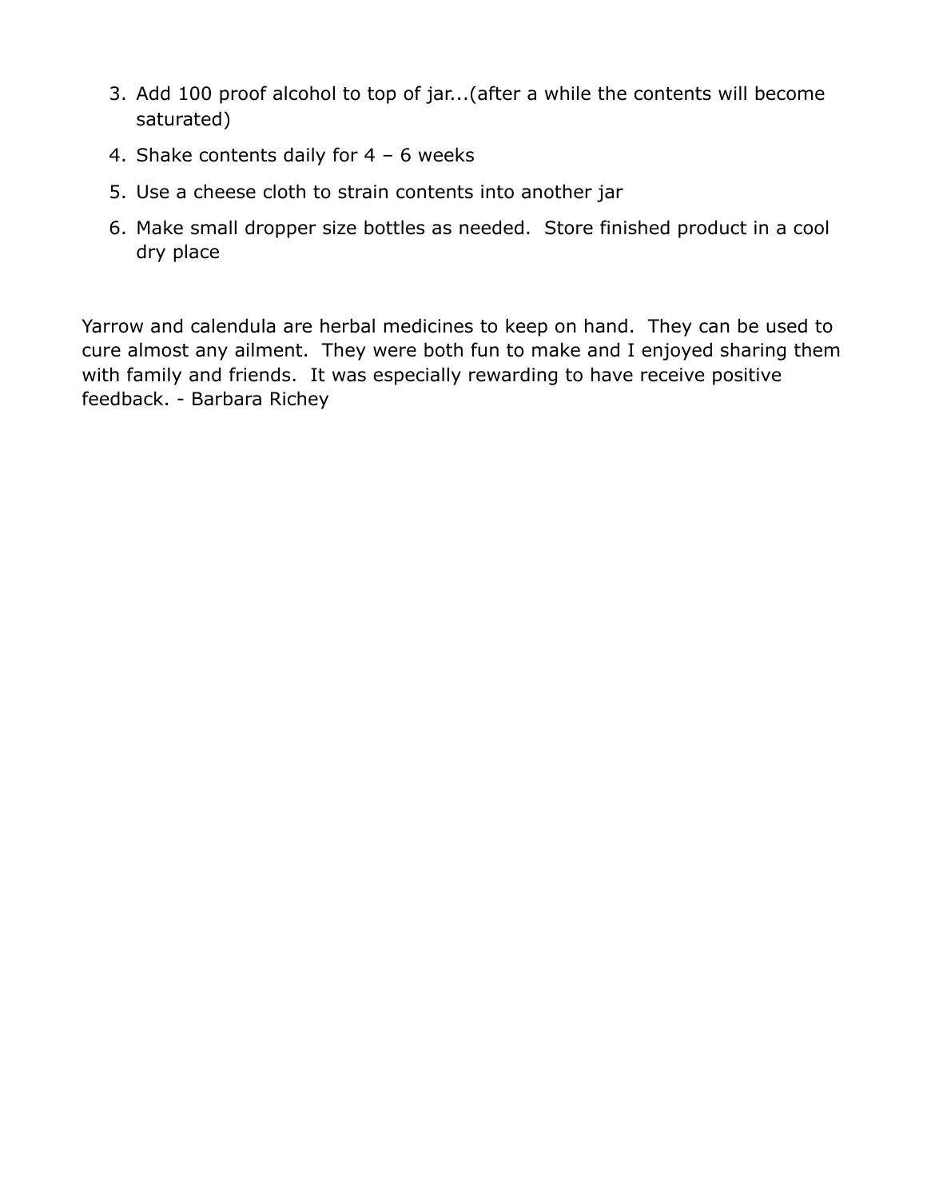3. Add 100 proof alcohol to top of jar...(after a while the contents will become saturated)
4. Shake contents daily for 4 – 6 weeks
5. Use a cheese cloth to strain contents into another jar
6. Make small dropper size bottles as needed.  Store finished product in a cool dry place

Yarrow and calendula are herbal medicines to keep on hand.  They can be used to cure almost any ailment.  They were both fun to make and I enjoyed sharing them with family and friends.  It was especially rewarding to have receive positive feedback. - Barbara Richey